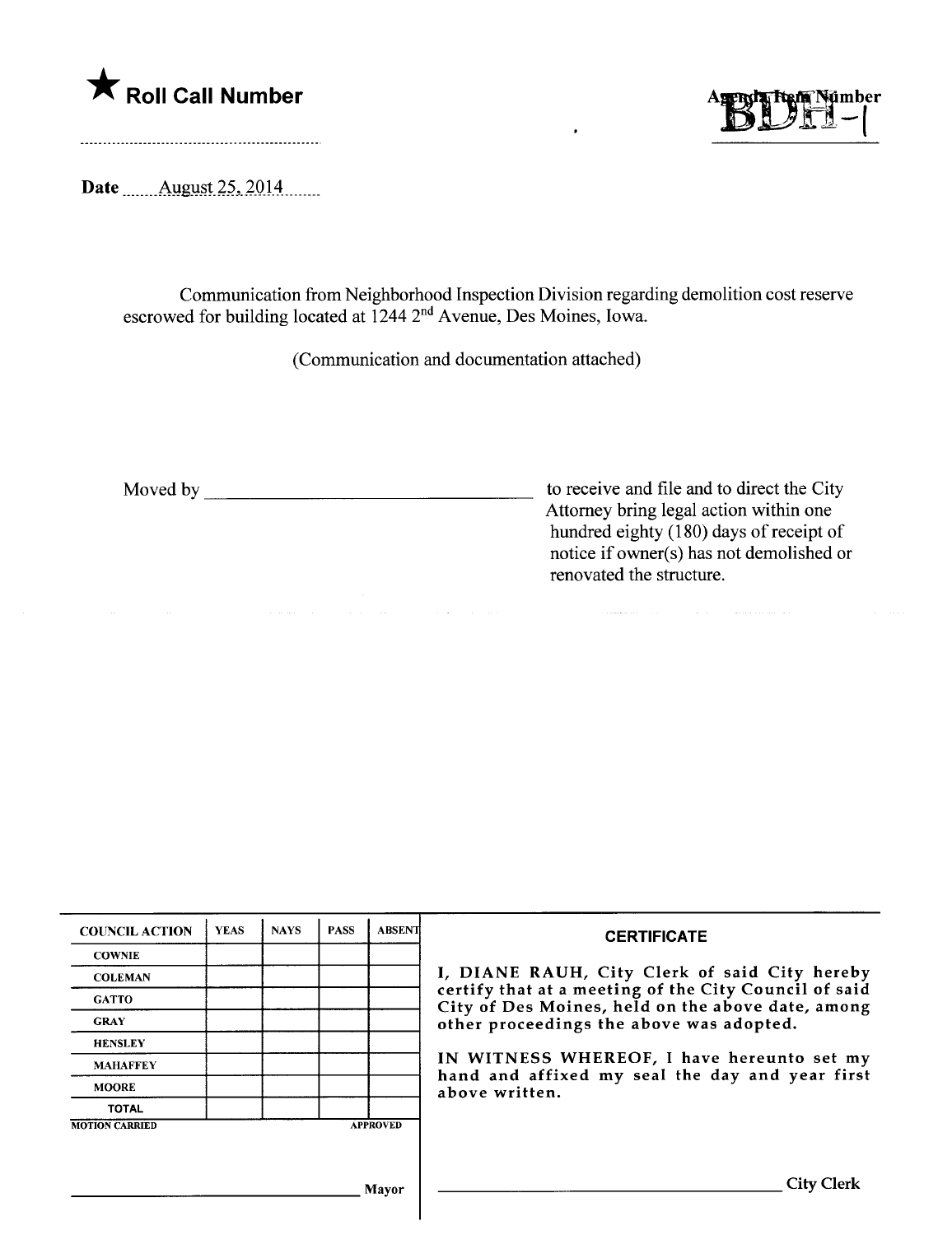★ **Roll Call Number**

Agenda Item Number
BDH-1

**Date** August 25, 2014

Communication from Neighborhood Inspection Division regarding demolition cost reserve escrowed for building located at 1244 $2^{nd}$ Avenue, Des Moines, Iowa.

(Communication and documentation attached)

Moved by ________________________ to receive and file and to direct the City Attorney bring legal action within one hundred eighty (180) days of receipt of notice if owner(s) has not demolished or renovated the structure.

| COUNCIL ACTION | YEAS | NAYS | PASS | ABSENT |
|---|---|---|---|---|
| COWNIE | | | | |
| COLEMAN | | | | |
| GATTO | | | | |
| GRAY | | | | |
| HENSLEY | | | | |
| MAHAFFEY | | | | |
| MOORE | | | | |
| TOTAL | | | | |

MOTION CARRIED APPROVED

________________________ Mayor

**CERTIFICATE**

I, DIANE RAUH, City Clerk of said City hereby certify that at a meeting of the City Council of said City of Des Moines, held on the above date, among other proceedings the above was adopted.

IN WITNESS WHEREOF, I have hereunto set my hand and affixed my seal the day and year first above written.

________________________ City Clerk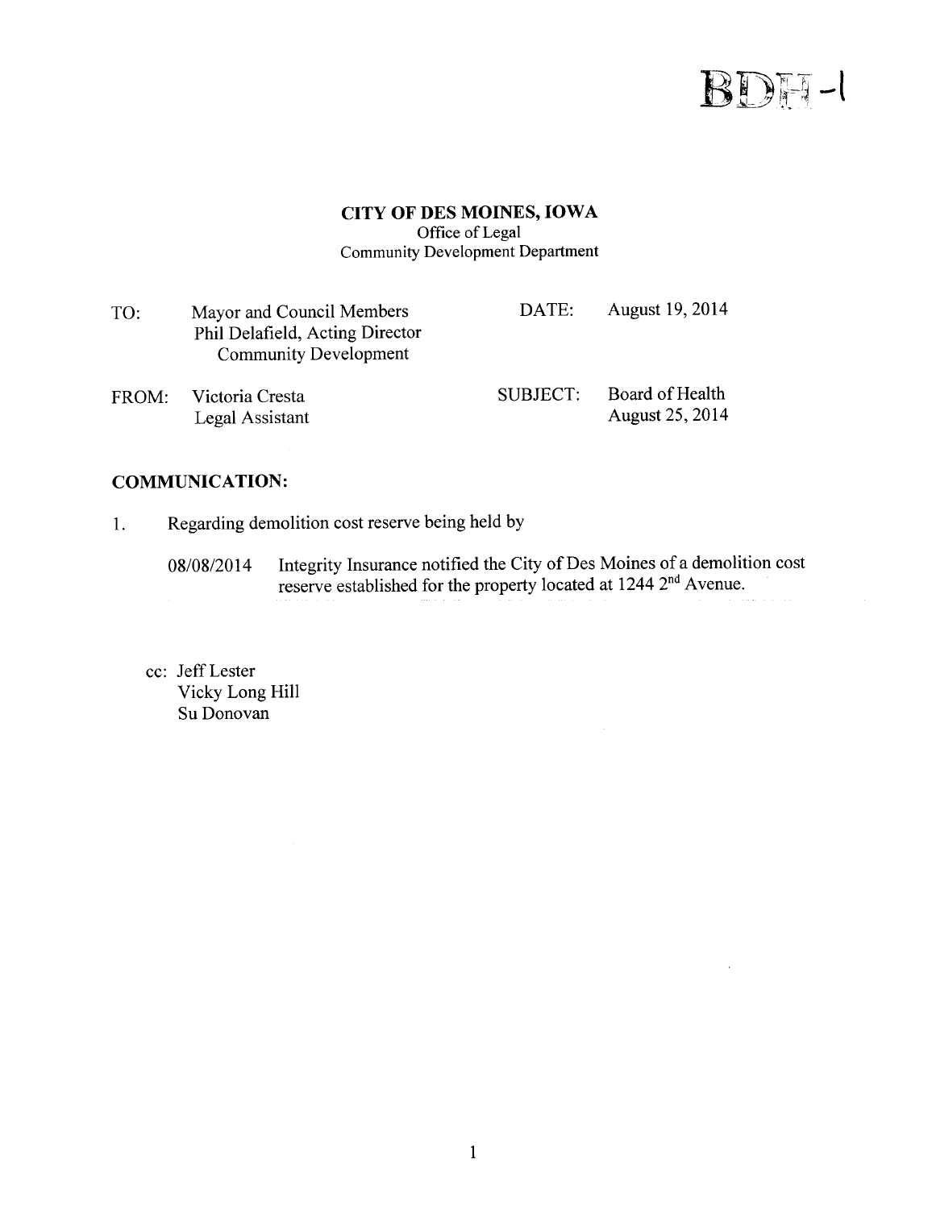BDH -1

**CITY OF DES MOINES, IOWA**
Office of Legal
Community Development Department

| | | | |
|---|---|---|---|
| TO: | Mayor and Council Members<br>Phil Delafield, Acting Director<br>Community Development | DATE: | August 19, 2014 |
| FROM: | Victoria Cresta<br>Legal Assistant | SUBJECT: | Board of Health<br>August 25, 2014 |

## COMMUNICATION:

1. Regarding demolition cost reserve being held by

   08/08/2014 Integrity Insurance notified the City of Des Moines of a demolition cost reserve established for the property located at 1244 2nd Avenue.

cc: Jeff Lester
Vicky Long Hill
Su Donovan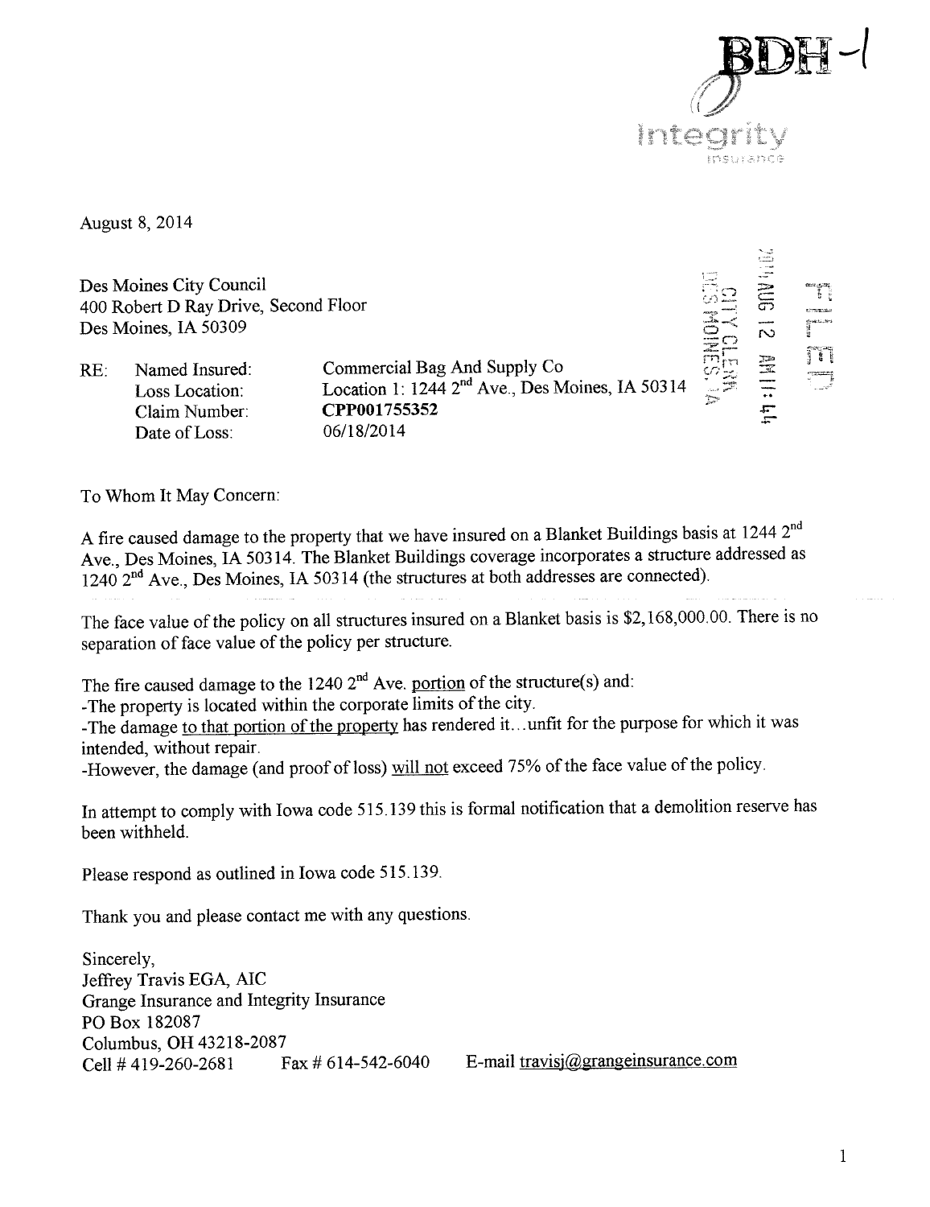BDH-1

Integrity
Insurance

August 8, 2014

Des Moines City Council
400 Robert D Ray Drive, Second Floor
Des Moines, IA 50309

FILED
2014 AUG 12 AM 11:44
CITY CLERK
DES MOINES, IA

| | | |
|---|---|---|
| RE: | Named Insured: | Commercial Bag And Supply Co |
| | Loss Location: | Location 1: 1244 2nd Ave., Des Moines, IA 50314 |
| | Claim Number: | **CPP001755352** |
| | Date of Loss: | 06/18/2014 |

To Whom It May Concern:

A fire caused damage to the property that we have insured on a Blanket Buildings basis at 1244 2nd Ave., Des Moines, IA 50314. The Blanket Buildings coverage incorporates a structure addressed as 1240 2nd Ave., Des Moines, IA 50314 (the structures at both addresses are connected).

The face value of the policy on all structures insured on a Blanket basis is $2,168,000.00. There is no separation of face value of the policy per structure.

The fire caused damage to the 1240 2nd Ave. portion of the structure(s) and:
-The property is located within the corporate limits of the city.
-The damage to that portion of the property has rendered it…unfit for the purpose for which it was intended, without repair.
-However, the damage (and proof of loss) will not exceed 75% of the face value of the policy.

In attempt to comply with Iowa code 515.139 this is formal notification that a demolition reserve has been withheld.

Please respond as outlined in Iowa code 515.139.

Thank you and please contact me with any questions.

Sincerely,
Jeffrey Travis EGA, AIC
Grange Insurance and Integrity Insurance
PO Box 182087
Columbus, OH 43218-2087
Cell # 419-260-2681 Fax # 614-542-6040 E-mail travisj@grangeinsurance.com